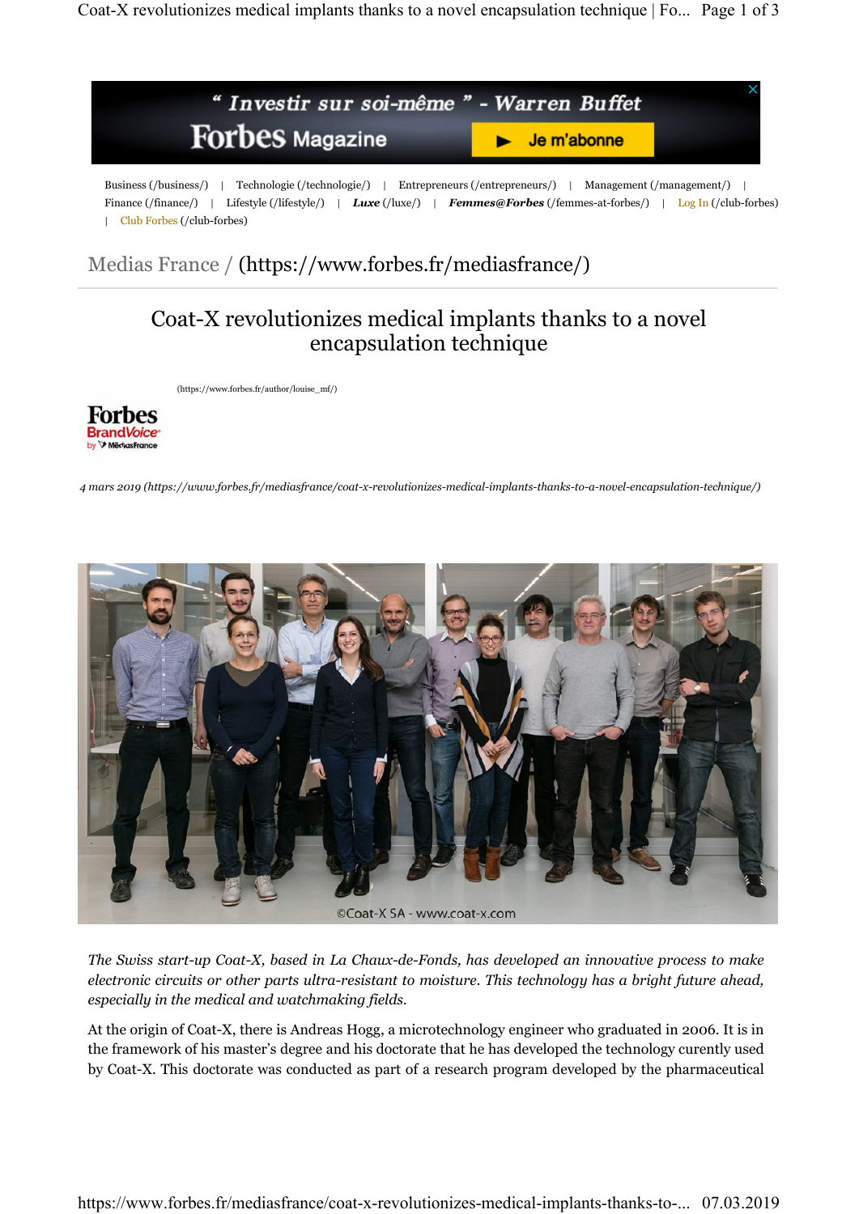“ Investir sur soi-même ” - Warren Buffet

Forbes Magazine ▶ Je m'abonne

Business (/business/) | Technologie (/technologie/) | Entrepreneurs (/entrepreneurs/) | Management (/management/) | Finance (/finance/) | Lifestyle (/lifestyle/) | *Luxe* (/luxe/) | *Femmes@Forbes* (/femmes-at-forbes/) | Log In (/club-forbes) | Club Forbes (/club-forbes)

Medias France / (https://www.forbes.fr/mediasfrance/)

# Coat-X revolutionizes medical implants thanks to a novel encapsulation technique

(https://www.forbes.fr/author/louise_mf/)

Forbes BrandVoice by MédiasFrance

*4 mars 2019 (https://www.forbes.fr/mediasfrance/coat-x-revolutionizes-medical-implants-thanks-to-a-novel-encapsulation-technique/)*

©Coat-X SA - www.coat-x.com

*The Swiss start-up Coat-X, based in La Chaux-de-Fonds, has developed an innovative process to make electronic circuits or other parts ultra-resistant to moisture. This technology has a bright future ahead, especially in the medical and watchmaking fields.*

At the origin of Coat-X, there is Andreas Hogg, a microtechnology engineer who graduated in 2006. It is in the framework of his master's degree and his doctorate that he has developed the technology curently used by Coat-X. This doctorate was conducted as part of a research program developed by the pharmaceutical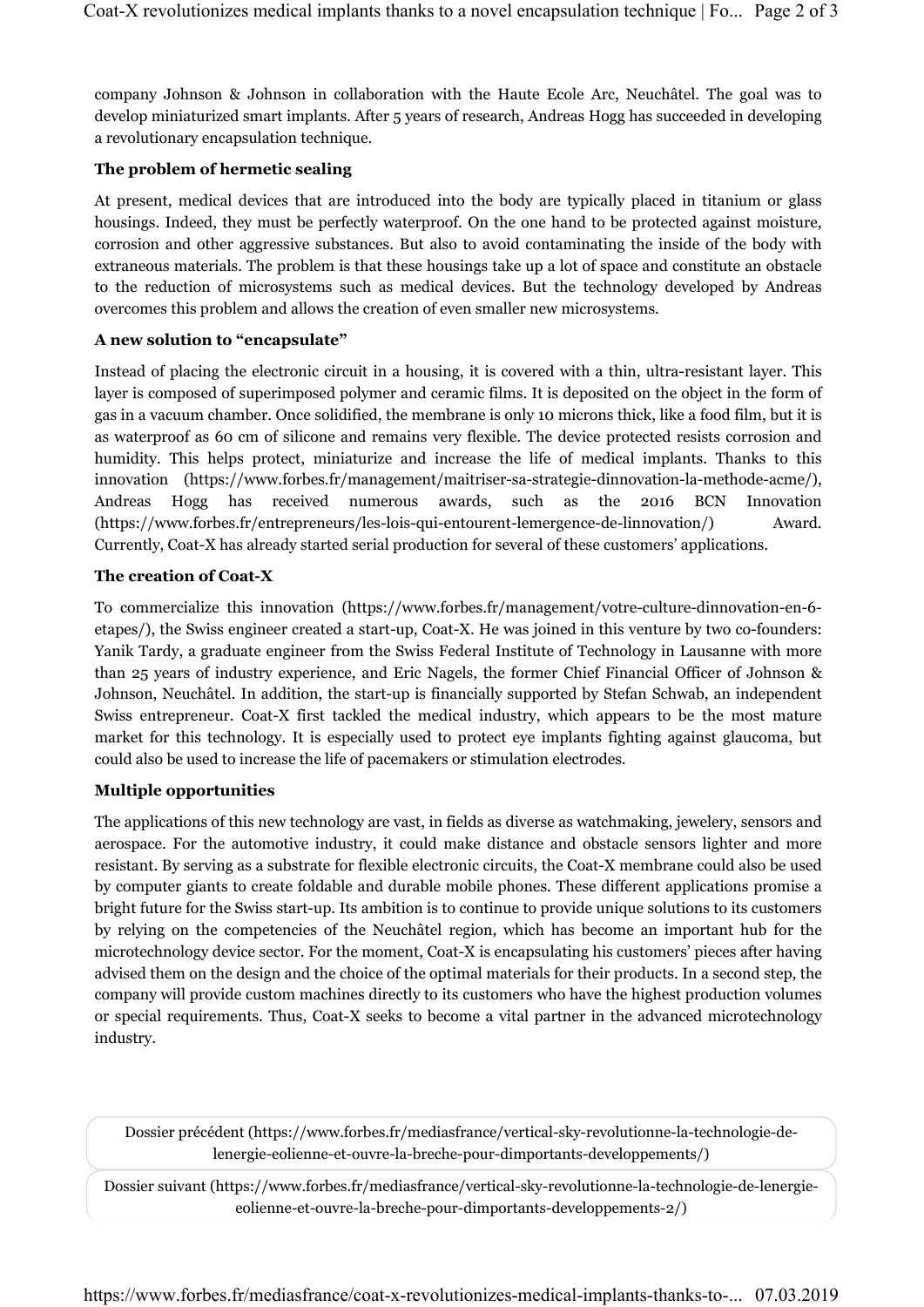company Johnson & Johnson in collaboration with the Haute Ecole Arc, Neuchâtel. The goal was to develop miniaturized smart implants. After 5 years of research, Andreas Hogg has succeeded in developing a revolutionary encapsulation technique.

**The problem of hermetic sealing**

At present, medical devices that are introduced into the body are typically placed in titanium or glass housings. Indeed, they must be perfectly waterproof. On the one hand to be protected against moisture, corrosion and other aggressive substances. But also to avoid contaminating the inside of the body with extraneous materials. The problem is that these housings take up a lot of space and constitute an obstacle to the reduction of microsystems such as medical devices. But the technology developed by Andreas overcomes this problem and allows the creation of even smaller new microsystems.

**A new solution to "encapsulate"**

Instead of placing the electronic circuit in a housing, it is covered with a thin, ultra-resistant layer. This layer is composed of superimposed polymer and ceramic films. It is deposited on the object in the form of gas in a vacuum chamber. Once solidified, the membrane is only 10 microns thick, like a food film, but it is as waterproof as 60 cm of silicone and remains very flexible. The device protected resists corrosion and humidity. This helps protect, miniaturize and increase the life of medical implants. Thanks to this innovation (https://www.forbes.fr/management/maitriser-sa-strategie-dinnovation-la-methode-acme/), Andreas Hogg has received numerous awards, such as the 2016 BCN Innovation (https://www.forbes.fr/entrepreneurs/les-lois-qui-entourent-lemergence-de-linnovation/) Award. Currently, Coat-X has already started serial production for several of these customers' applications.

**The creation of Coat-X**

To commercialize this innovation (https://www.forbes.fr/management/votre-culture-dinnovation-en-6-etapes/), the Swiss engineer created a start-up, Coat-X. He was joined in this venture by two co-founders: Yanik Tardy, a graduate engineer from the Swiss Federal Institute of Technology in Lausanne with more than 25 years of industry experience, and Eric Nagels, the former Chief Financial Officer of Johnson & Johnson, Neuchâtel. In addition, the start-up is financially supported by Stefan Schwab, an independent Swiss entrepreneur. Coat-X first tackled the medical industry, which appears to be the most mature market for this technology. It is especially used to protect eye implants fighting against glaucoma, but could also be used to increase the life of pacemakers or stimulation electrodes.

**Multiple opportunities**

The applications of this new technology are vast, in fields as diverse as watchmaking, jewelery, sensors and aerospace. For the automotive industry, it could make distance and obstacle sensors lighter and more resistant. By serving as a substrate for flexible electronic circuits, the Coat-X membrane could also be used by computer giants to create foldable and durable mobile phones. These different applications promise a bright future for the Swiss start-up. Its ambition is to continue to provide unique solutions to its customers by relying on the competencies of the Neuchâtel region, which has become an important hub for the microtechnology device sector. For the moment, Coat-X is encapsulating his customers' pieces after having advised them on the design and the choice of the optimal materials for their products. In a second step, the company will provide custom machines directly to its customers who have the highest production volumes or special requirements. Thus, Coat-X seeks to become a vital partner in the advanced microtechnology industry.

Dossier précédent (https://www.forbes.fr/mediasfrance/vertical-sky-revolutionne-la-technologie-de-lenergie-eolienne-et-ouvre-la-breche-pour-dimportants-developpements/)

Dossier suivant (https://www.forbes.fr/mediasfrance/vertical-sky-revolutionne-la-technologie-de-lenergie-eolienne-et-ouvre-la-breche-pour-dimportants-developpements-2/)